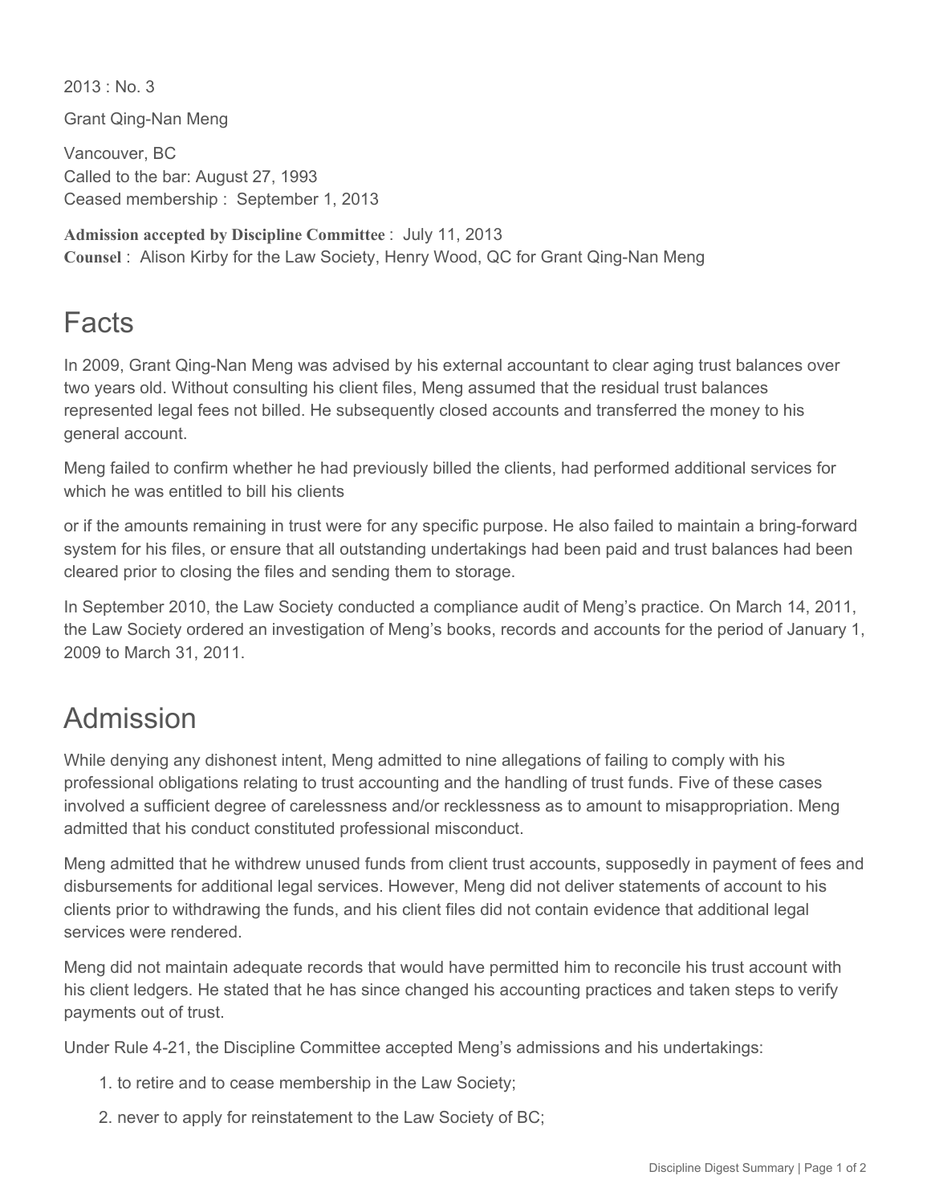2013 : No. 3

Grant Qing-Nan Meng

Vancouver, BC
Called to the bar: August 27, 1993
Ceased membership : September 1, 2013

**Admission accepted by Discipline Committee** : July 11, 2013
**Counsel** : Alison Kirby for the Law Society, Henry Wood, QC for Grant Qing-Nan Meng

# Facts

In 2009, Grant Qing-Nan Meng was advised by his external accountant to clear aging trust balances over two years old. Without consulting his client files, Meng assumed that the residual trust balances represented legal fees not billed. He subsequently closed accounts and transferred the money to his general account.

Meng failed to confirm whether he had previously billed the clients, had performed additional services for which he was entitled to bill his clients or if the amounts remaining in trust were for any specific purpose. He also failed to maintain a bring-forward system for his files, or ensure that all outstanding undertakings had been paid and trust balances had been cleared prior to closing the files and sending them to storage.

In September 2010, the Law Society conducted a compliance audit of Meng's practice. On March 14, 2011, the Law Society ordered an investigation of Meng's books, records and accounts for the period of January 1, 2009 to March 31, 2011.

# Admission

While denying any dishonest intent, Meng admitted to nine allegations of failing to comply with his professional obligations relating to trust accounting and the handling of trust funds. Five of these cases involved a sufficient degree of carelessness and/or recklessness as to amount to misappropriation. Meng admitted that his conduct constituted professional misconduct.

Meng admitted that he withdrew unused funds from client trust accounts, supposedly in payment of fees and disbursements for additional legal services. However, Meng did not deliver statements of account to his clients prior to withdrawing the funds, and his client files did not contain evidence that additional legal services were rendered.

Meng did not maintain adequate records that would have permitted him to reconcile his trust account with his client ledgers. He stated that he has since changed his accounting practices and taken steps to verify payments out of trust.

Under Rule 4-21, the Discipline Committee accepted Meng's admissions and his undertakings:

1. to retire and to cease membership in the Law Society;
2. never to apply for reinstatement to the Law Society of BC;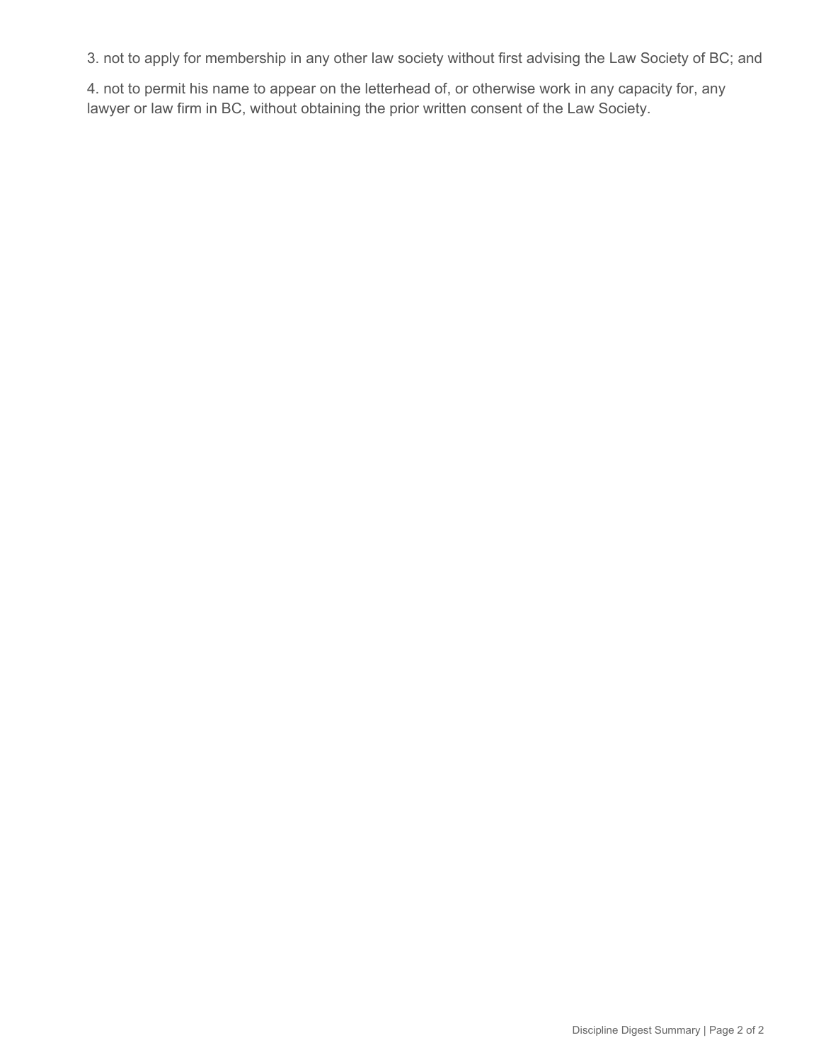3. not to apply for membership in any other law society without first advising the Law Society of BC; and

4. not to permit his name to appear on the letterhead of, or otherwise work in any capacity for, any lawyer or law firm in BC, without obtaining the prior written consent of the Law Society.